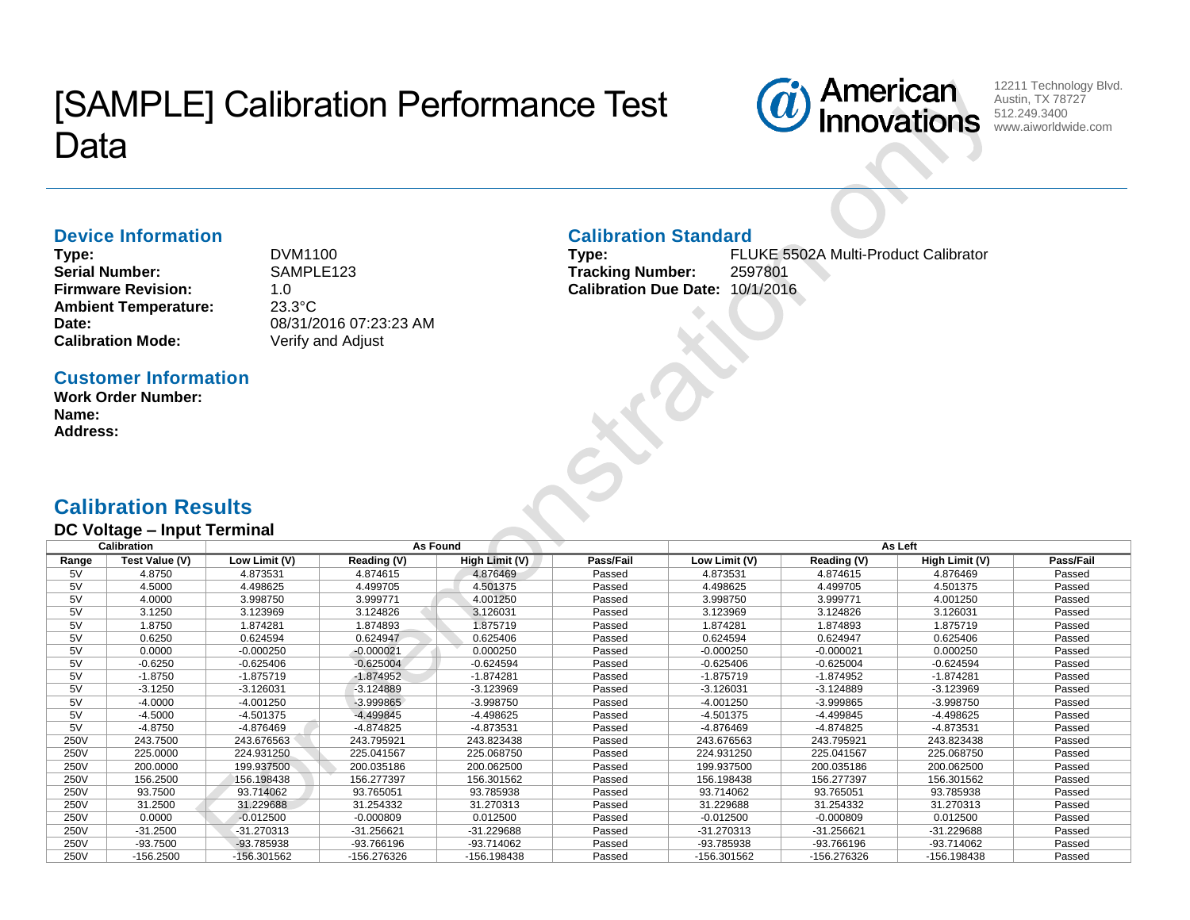# [SAMPLE] Calibration Performance Test Data

American Innovations
12211 Technology Blvd.
Austin, TX 78727
512.249.3400
www.aiworldwide.com

## Device Information

**Type:** DVM1100
**Serial Number:** SAMPLE123
**Firmware Revision:** 1.0
**Ambient Temperature:** 23.3°C
**Date:** 08/31/2016 07:23:23 AM
**Calibration Mode:** Verify and Adjust

## Calibration Standard

**Type:** FLUKE 5502A Multi-Product Calibrator
**Tracking Number:** 2597801
**Calibration Due Date:** 10/1/2016

## Customer Information

**Work Order Number:**
**Name:**
**Address:**

## Calibration Results

### DC Voltage – Input Terminal

| Calibration | | As Found | | | | As Left | | | |
|---|---|---|---|---|---|---|---|---|---|
| Range | Test Value (V) | Low Limit (V) | Reading (V) | High Limit (V) | Pass/Fail | Low Limit (V) | Reading (V) | High Limit (V) | Pass/Fail |
| 5V | 4.8750 | 4.873531 | 4.874615 | 4.876469 | Passed | 4.873531 | 4.874615 | 4.876469 | Passed |
| 5V | 4.5000 | 4.498625 | 4.499705 | 4.501375 | Passed | 4.498625 | 4.499705 | 4.501375 | Passed |
| 5V | 4.0000 | 3.998750 | 3.999771 | 4.001250 | Passed | 3.998750 | 3.999771 | 4.001250 | Passed |
| 5V | 3.1250 | 3.123969 | 3.124826 | 3.126031 | Passed | 3.123969 | 3.124826 | 3.126031 | Passed |
| 5V | 1.8750 | 1.874281 | 1.874893 | 1.875719 | Passed | 1.874281 | 1.874893 | 1.875719 | Passed |
| 5V | 0.6250 | 0.624594 | 0.624947 | 0.625406 | Passed | 0.624594 | 0.624947 | 0.625406 | Passed |
| 5V | 0.0000 | -0.000250 | -0.000021 | 0.000250 | Passed | -0.000250 | -0.000021 | 0.000250 | Passed |
| 5V | -0.6250 | -0.625406 | -0.625004 | -0.624594 | Passed | -0.625406 | -0.625004 | -0.624594 | Passed |
| 5V | -1.8750 | -1.875719 | -1.874952 | -1.874281 | Passed | -1.875719 | -1.874952 | -1.874281 | Passed |
| 5V | -3.1250 | -3.126031 | -3.124889 | -3.123969 | Passed | -3.126031 | -3.124889 | -3.123969 | Passed |
| 5V | -4.0000 | -4.001250 | -3.999865 | -3.998750 | Passed | -4.001250 | -3.999865 | -3.998750 | Passed |
| 5V | -4.5000 | -4.501375 | -4.499845 | -4.498625 | Passed | -4.501375 | -4.499845 | -4.498625 | Passed |
| 5V | -4.8750 | -4.876469 | -4.874825 | -4.873531 | Passed | -4.876469 | -4.874825 | -4.873531 | Passed |
| 250V | 243.7500 | 243.676563 | 243.795921 | 243.823438 | Passed | 243.676563 | 243.795921 | 243.823438 | Passed |
| 250V | 225.0000 | 224.931250 | 225.041567 | 225.068750 | Passed | 224.931250 | 225.041567 | 225.068750 | Passed |
| 250V | 200.0000 | 199.937500 | 200.035186 | 200.062500 | Passed | 199.937500 | 200.035186 | 200.062500 | Passed |
| 250V | 156.2500 | 156.198438 | 156.277397 | 156.301562 | Passed | 156.198438 | 156.277397 | 156.301562 | Passed |
| 250V | 93.7500 | 93.714062 | 93.765051 | 93.785938 | Passed | 93.714062 | 93.765051 | 93.785938 | Passed |
| 250V | 31.2500 | 31.229688 | 31.254332 | 31.270313 | Passed | 31.229688 | 31.254332 | 31.270313 | Passed |
| 250V | 0.0000 | -0.012500 | -0.000809 | 0.012500 | Passed | -0.012500 | -0.000809 | 0.012500 | Passed |
| 250V | -31.2500 | -31.270313 | -31.256621 | -31.229688 | Passed | -31.270313 | -31.256621 | -31.229688 | Passed |
| 250V | -93.7500 | -93.785938 | -93.766196 | -93.714062 | Passed | -93.785938 | -93.766196 | -93.714062 | Passed |
| 250V | -156.2500 | -156.301562 | -156.276326 | -156.198438 | Passed | -156.301562 | -156.276326 | -156.198438 | Passed |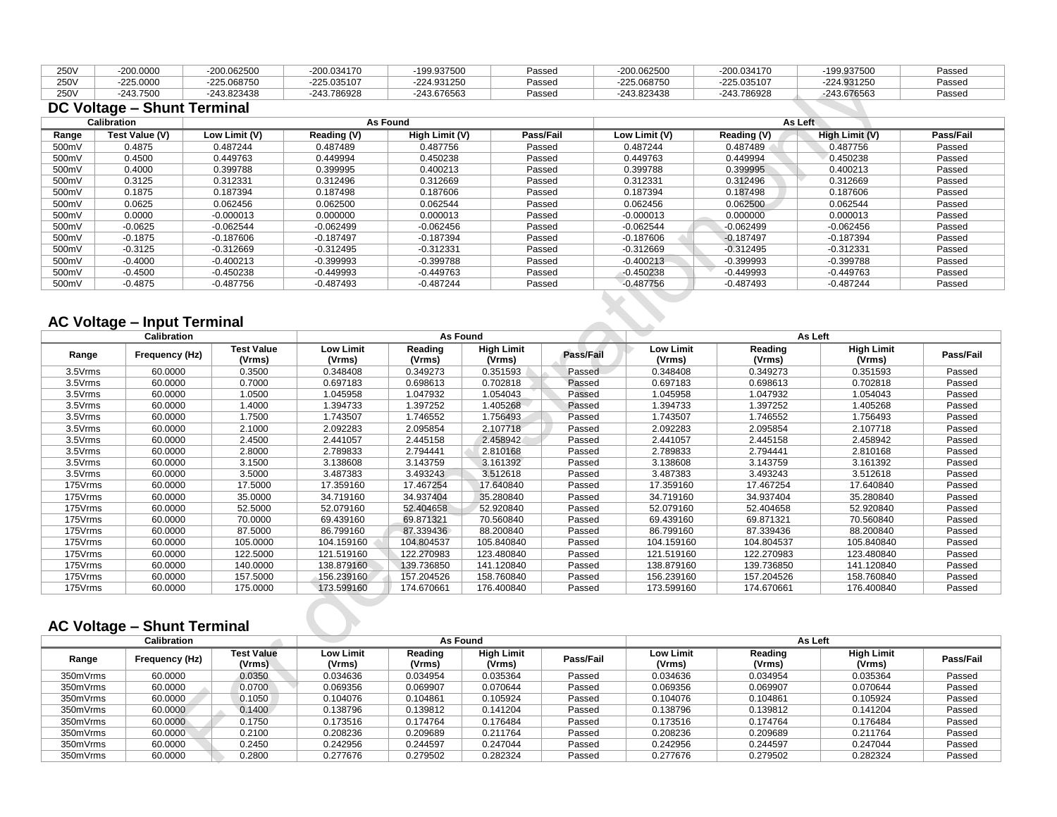| 250V | -200.0000 | -200.062500 | -200.034170 | -199.937500 | Passed | -200.062500 | -200.034170 | -199.937500 | Passed |
|---|---|---|---|---|---|---|---|---|---|
| 250V | -225.0000 | -225.068750 | -225.035107 | -224.931250 | Passed | -225.068750 | -225.035107 | -224.931250 | Passed |
| 250V | -243.7500 | -243.823438 | -243.786928 | -243.676563 | Passed | -243.823438 | -243.786928 | -243.676563 | Passed |

## DC Voltage – Shunt Terminal

| Calibration | | As Found | | | | As Left | | | |
|---|---|---|---|---|---|---|---|---|---|
| Range | Test Value (V) | Low Limit (V) | Reading (V) | High Limit (V) | Pass/Fail | Low Limit (V) | Reading (V) | High Limit (V) | Pass/Fail |
| 500mV | 0.4875 | 0.487244 | 0.487489 | 0.487756 | Passed | 0.487244 | 0.487489 | 0.487756 | Passed |
| 500mV | 0.4500 | 0.449763 | 0.449994 | 0.450238 | Passed | 0.449763 | 0.449994 | 0.450238 | Passed |
| 500mV | 0.4000 | 0.399788 | 0.399995 | 0.400213 | Passed | 0.399788 | 0.399995 | 0.400213 | Passed |
| 500mV | 0.3125 | 0.312331 | 0.312496 | 0.312669 | Passed | 0.312331 | 0.312496 | 0.312669 | Passed |
| 500mV | 0.1875 | 0.187394 | 0.187498 | 0.187606 | Passed | 0.187394 | 0.187498 | 0.187606 | Passed |
| 500mV | 0.0625 | 0.062456 | 0.062500 | 0.062544 | Passed | 0.062456 | 0.062500 | 0.062544 | Passed |
| 500mV | 0.0000 | -0.000013 | 0.000000 | 0.000013 | Passed | -0.000013 | 0.000000 | 0.000013 | Passed |
| 500mV | -0.0625 | -0.062544 | -0.062499 | -0.062456 | Passed | -0.062544 | -0.062499 | -0.062456 | Passed |
| 500mV | -0.1875 | -0.187606 | -0.187497 | -0.187394 | Passed | -0.187606 | -0.187497 | -0.187394 | Passed |
| 500mV | -0.3125 | -0.312669 | -0.312495 | -0.312331 | Passed | -0.312669 | -0.312495 | -0.312331 | Passed |
| 500mV | -0.4000 | -0.400213 | -0.399993 | -0.399788 | Passed | -0.400213 | -0.399993 | -0.399788 | Passed |
| 500mV | -0.4500 | -0.450238 | -0.449993 | -0.449763 | Passed | -0.450238 | -0.449993 | -0.449763 | Passed |
| 500mV | -0.4875 | -0.487756 | -0.487493 | -0.487244 | Passed | -0.487756 | -0.487493 | -0.487244 | Passed |

## AC Voltage – Input Terminal

| Calibration | | | As Found | | | | As Left | | | |
|---|---|---|---|---|---|---|---|---|---|---|
| Range | Frequency (Hz) | Test Value (Vrms) | Low Limit (Vrms) | Reading (Vrms) | High Limit (Vrms) | Pass/Fail | Low Limit (Vrms) | Reading (Vrms) | High Limit (Vrms) | Pass/Fail |
| 3.5Vrms | 60.0000 | 0.3500 | 0.348408 | 0.349273 | 0.351593 | Passed | 0.348408 | 0.349273 | 0.351593 | Passed |
| 3.5Vrms | 60.0000 | 0.7000 | 0.697183 | 0.698613 | 0.702818 | Passed | 0.697183 | 0.698613 | 0.702818 | Passed |
| 3.5Vrms | 60.0000 | 1.0500 | 1.045958 | 1.047932 | 1.054043 | Passed | 1.045958 | 1.047932 | 1.054043 | Passed |
| 3.5Vrms | 60.0000 | 1.4000 | 1.394733 | 1.397252 | 1.405268 | Passed | 1.394733 | 1.397252 | 1.405268 | Passed |
| 3.5Vrms | 60.0000 | 1.7500 | 1.743507 | 1.746552 | 1.756493 | Passed | 1.743507 | 1.746552 | 1.756493 | Passed |
| 3.5Vrms | 60.0000 | 2.1000 | 2.092283 | 2.095854 | 2.107718 | Passed | 2.092283 | 2.095854 | 2.107718 | Passed |
| 3.5Vrms | 60.0000 | 2.4500 | 2.441057 | 2.445158 | 2.458942 | Passed | 2.441057 | 2.445158 | 2.458942 | Passed |
| 3.5Vrms | 60.0000 | 2.8000 | 2.789833 | 2.794441 | 2.810168 | Passed | 2.789833 | 2.794441 | 2.810168 | Passed |
| 3.5Vrms | 60.0000 | 3.1500 | 3.138608 | 3.143759 | 3.161392 | Passed | 3.138608 | 3.143759 | 3.161392 | Passed |
| 3.5Vrms | 60.0000 | 3.5000 | 3.487383 | 3.493243 | 3.512618 | Passed | 3.487383 | 3.493243 | 3.512618 | Passed |
| 175Vrms | 60.0000 | 17.5000 | 17.359160 | 17.467254 | 17.640840 | Passed | 17.359160 | 17.467254 | 17.640840 | Passed |
| 175Vrms | 60.0000 | 35.0000 | 34.719160 | 34.937404 | 35.280840 | Passed | 34.719160 | 34.937404 | 35.280840 | Passed |
| 175Vrms | 60.0000 | 52.5000 | 52.079160 | 52.404658 | 52.920840 | Passed | 52.079160 | 52.404658 | 52.920840 | Passed |
| 175Vrms | 60.0000 | 70.0000 | 69.439160 | 69.871321 | 70.560840 | Passed | 69.439160 | 69.871321 | 70.560840 | Passed |
| 175Vrms | 60.0000 | 87.5000 | 86.799160 | 87.339436 | 88.200840 | Passed | 86.799160 | 87.339436 | 88.200840 | Passed |
| 175Vrms | 60.0000 | 105.0000 | 104.159160 | 104.804537 | 105.840840 | Passed | 104.159160 | 104.804537 | 105.840840 | Passed |
| 175Vrms | 60.0000 | 122.5000 | 121.519160 | 122.270983 | 123.480840 | Passed | 121.519160 | 122.270983 | 123.480840 | Passed |
| 175Vrms | 60.0000 | 140.0000 | 138.879160 | 139.736850 | 141.120840 | Passed | 138.879160 | 139.736850 | 141.120840 | Passed |
| 175Vrms | 60.0000 | 157.5000 | 156.239160 | 157.204526 | 158.760840 | Passed | 156.239160 | 157.204526 | 158.760840 | Passed |
| 175Vrms | 60.0000 | 175.0000 | 173.599160 | 174.670661 | 176.400840 | Passed | 173.599160 | 174.670661 | 176.400840 | Passed |

## AC Voltage – Shunt Terminal

| Calibration | | | As Found | | | | As Left | | | |
|---|---|---|---|---|---|---|---|---|---|---|
| Range | Frequency (Hz) | Test Value (Vrms) | Low Limit (Vrms) | Reading (Vrms) | High Limit (Vrms) | Pass/Fail | Low Limit (Vrms) | Reading (Vrms) | High Limit (Vrms) | Pass/Fail |
| 350mVrms | 60.0000 | 0.0350 | 0.034636 | 0.034954 | 0.035364 | Passed | 0.034636 | 0.034954 | 0.035364 | Passed |
| 350mVrms | 60.0000 | 0.0700 | 0.069356 | 0.069907 | 0.070644 | Passed | 0.069356 | 0.069907 | 0.070644 | Passed |
| 350mVrms | 60.0000 | 0.1050 | 0.104076 | 0.104861 | 0.105924 | Passed | 0.104076 | 0.104861 | 0.105924 | Passed |
| 350mVrms | 60.0000 | 0.1400 | 0.138796 | 0.139812 | 0.141204 | Passed | 0.138796 | 0.139812 | 0.141204 | Passed |
| 350mVrms | 60.0000 | 0.1750 | 0.173516 | 0.174764 | 0.176484 | Passed | 0.173516 | 0.174764 | 0.176484 | Passed |
| 350mVrms | 60.0000 | 0.2100 | 0.208236 | 0.209689 | 0.211764 | Passed | 0.208236 | 0.209689 | 0.211764 | Passed |
| 350mVrms | 60.0000 | 0.2450 | 0.242956 | 0.244597 | 0.247044 | Passed | 0.242956 | 0.244597 | 0.247044 | Passed |
| 350mVrms | 60.0000 | 0.2800 | 0.277676 | 0.279502 | 0.282324 | Passed | 0.277676 | 0.279502 | 0.282324 | Passed |

For demonstration only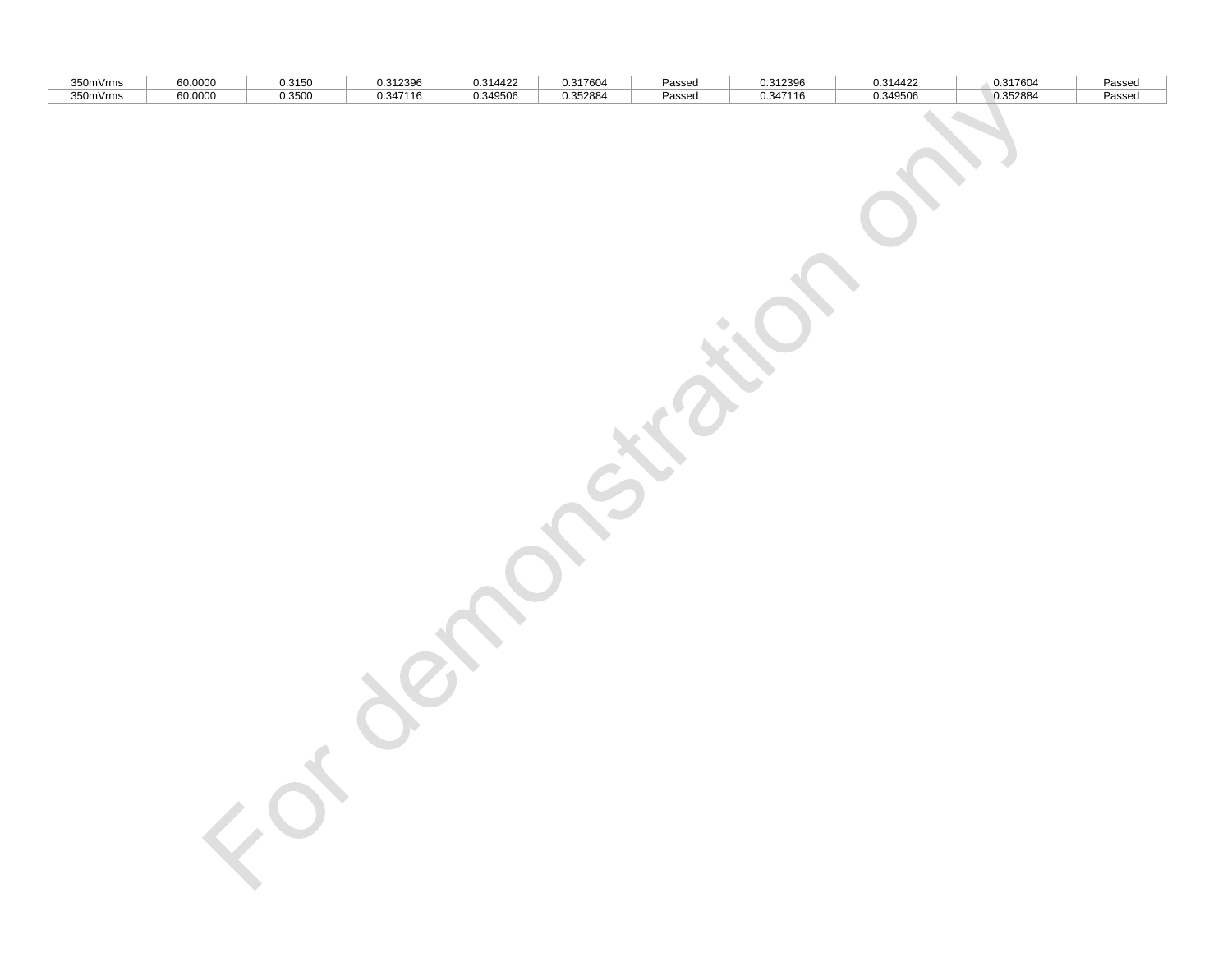| | | | | | | | | | | |
|---|---|---|---|---|---|---|---|---|---|---|
| 350mVrms | 60.0000 | 0.3150 | 0.312396 | 0.314422 | 0.317604 | Passed | 0.312396 | 0.314422 | 0.317604 | Passed |
| 350mVrms | 60.0000 | 0.3500 | 0.347116 | 0.349506 | 0.352884 | Passed | 0.347116 | 0.349506 | 0.352884 | Passed |

For demonstration only